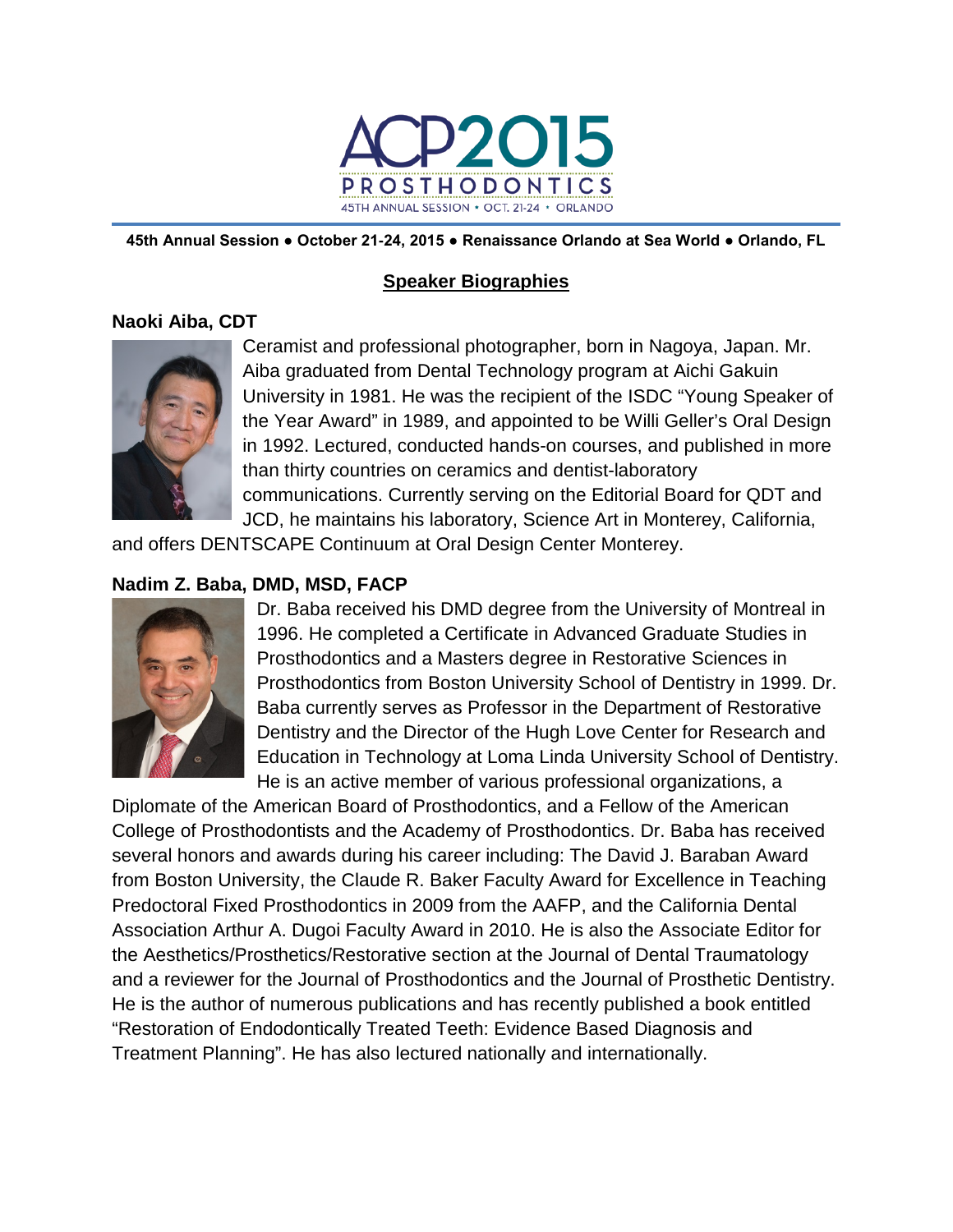# ACP2015 PROSTHODONTICS

45TH ANNUAL SESSION • OCT. 21-24 • ORLANDO

**45th Annual Session ● October 21-24, 2015 ● Renaissance Orlando at Sea World ● Orlando, FL**

## Speaker Biographies

### Naoki Aiba, CDT

Ceramist and professional photographer, born in Nagoya, Japan. Mr. Aiba graduated from Dental Technology program at Aichi Gakuin University in 1981. He was the recipient of the ISDC "Young Speaker of the Year Award" in 1989, and appointed to be Willi Geller's Oral Design in 1992. Lectured, conducted hands-on courses, and published in more than thirty countries on ceramics and dentist-laboratory communications. Currently serving on the Editorial Board for QDT and JCD, he maintains his laboratory, Science Art in Monterey, California, and offers DENTSCAPE Continuum at Oral Design Center Monterey.

### Nadim Z. Baba, DMD, MSD, FACP

Dr. Baba received his DMD degree from the University of Montreal in 1996. He completed a Certificate in Advanced Graduate Studies in Prosthodontics and a Masters degree in Restorative Sciences in Prosthodontics from Boston University School of Dentistry in 1999. Dr. Baba currently serves as Professor in the Department of Restorative Dentistry and the Director of the Hugh Love Center for Research and Education in Technology at Loma Linda University School of Dentistry. He is an active member of various professional organizations, a Diplomate of the American Board of Prosthodontics, and a Fellow of the American College of Prosthodontists and the Academy of Prosthodontics. Dr. Baba has received several honors and awards during his career including: The David J. Baraban Award from Boston University, the Claude R. Baker Faculty Award for Excellence in Teaching Predoctoral Fixed Prosthodontics in 2009 from the AAFP, and the California Dental Association Arthur A. Dugoi Faculty Award in 2010. He is also the Associate Editor for the Aesthetics/Prosthetics/Restorative section at the Journal of Dental Traumatology and a reviewer for the Journal of Prosthodontics and the Journal of Prosthetic Dentistry. He is the author of numerous publications and has recently published a book entitled "Restoration of Endodontically Treated Teeth: Evidence Based Diagnosis and Treatment Planning". He has also lectured nationally and internationally.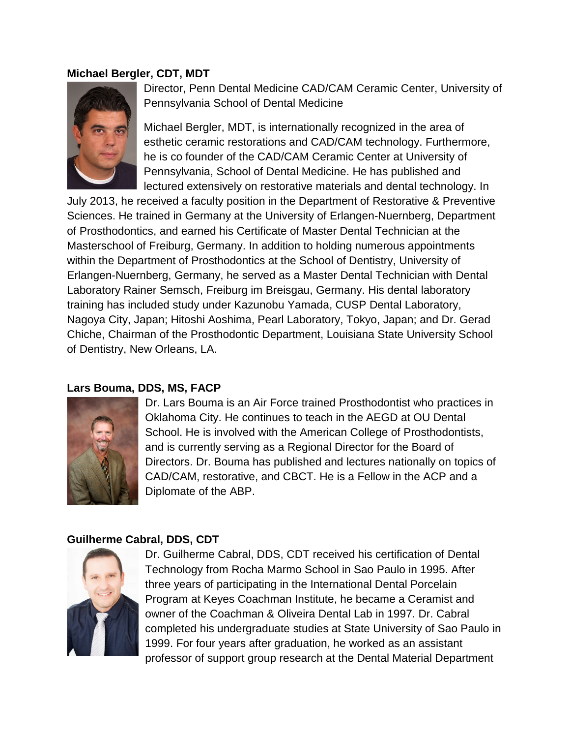**Michael Bergler, CDT, MDT**

Director, Penn Dental Medicine CAD/CAM Ceramic Center, University of Pennsylvania School of Dental Medicine

Michael Bergler, MDT, is internationally recognized in the area of esthetic ceramic restorations and CAD/CAM technology. Furthermore, he is co founder of the CAD/CAM Ceramic Center at University of Pennsylvania, School of Dental Medicine. He has published and lectured extensively on restorative materials and dental technology. In July 2013, he received a faculty position in the Department of Restorative & Preventive Sciences. He trained in Germany at the University of Erlangen-Nuernberg, Department of Prosthodontics, and earned his Certificate of Master Dental Technician at the Masterschool of Freiburg, Germany. In addition to holding numerous appointments within the Department of Prosthodontics at the School of Dentistry, University of Erlangen-Nuernberg, Germany, he served as a Master Dental Technician with Dental Laboratory Rainer Semsch, Freiburg im Breisgau, Germany. His dental laboratory training has included study under Kazunobu Yamada, CUSP Dental Laboratory, Nagoya City, Japan; Hitoshi Aoshima, Pearl Laboratory, Tokyo, Japan; and Dr. Gerad Chiche, Chairman of the Prosthodontic Department, Louisiana State University School of Dentistry, New Orleans, LA.

**Lars Bouma, DDS, MS, FACP**

Dr. Lars Bouma is an Air Force trained Prosthodontist who practices in Oklahoma City. He continues to teach in the AEGD at OU Dental School. He is involved with the American College of Prosthodontists, and is currently serving as a Regional Director for the Board of Directors. Dr. Bouma has published and lectures nationally on topics of CAD/CAM, restorative, and CBCT. He is a Fellow in the ACP and a Diplomate of the ABP.

**Guilherme Cabral, DDS, CDT**

Dr. Guilherme Cabral, DDS, CDT received his certification of Dental Technology from Rocha Marmo School in Sao Paulo in 1995. After three years of participating in the International Dental Porcelain Program at Keyes Coachman Institute, he became a Ceramist and owner of the Coachman & Oliveira Dental Lab in 1997. Dr. Cabral completed his undergraduate studies at State University of Sao Paulo in 1999. For four years after graduation, he worked as an assistant professor of support group research at the Dental Material Department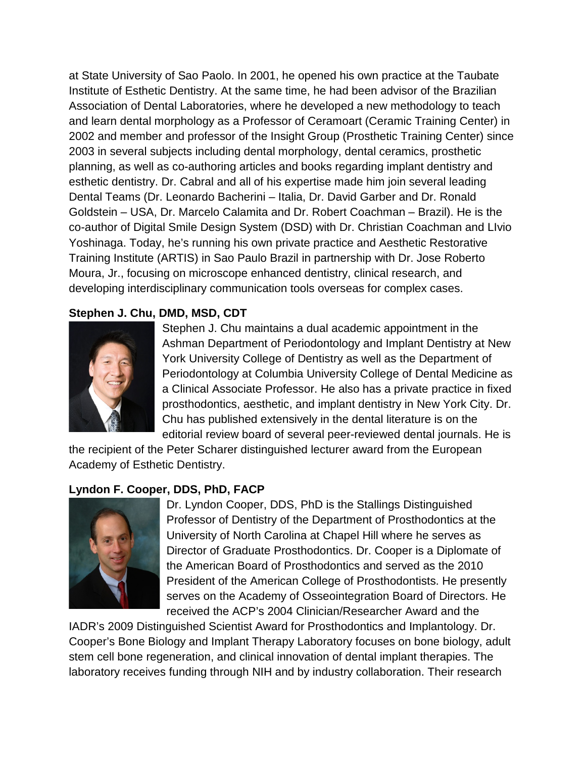at State University of Sao Paolo. In 2001, he opened his own practice at the Taubate Institute of Esthetic Dentistry. At the same time, he had been advisor of the Brazilian Association of Dental Laboratories, where he developed a new methodology to teach and learn dental morphology as a Professor of Ceramoart (Ceramic Training Center) in 2002 and member and professor of the Insight Group (Prosthetic Training Center) since 2003 in several subjects including dental morphology, dental ceramics, prosthetic planning, as well as co-authoring articles and books regarding implant dentistry and esthetic dentistry. Dr. Cabral and all of his expertise made him join several leading Dental Teams (Dr. Leonardo Bacherini – Italia, Dr. David Garber and Dr. Ronald Goldstein – USA, Dr. Marcelo Calamita and Dr. Robert Coachman – Brazil). He is the co-author of Digital Smile Design System (DSD) with Dr. Christian Coachman and LIvio Yoshinaga. Today, he's running his own private practice and Aesthetic Restorative Training Institute (ARTIS) in Sao Paulo Brazil in partnership with Dr. Jose Roberto Moura, Jr., focusing on microscope enhanced dentistry, clinical research, and developing interdisciplinary communication tools overseas for complex cases.

**Stephen J. Chu, DMD, MSD, CDT**

Stephen J. Chu maintains a dual academic appointment in the Ashman Department of Periodontology and Implant Dentistry at New York University College of Dentistry as well as the Department of Periodontology at Columbia University College of Dental Medicine as a Clinical Associate Professor. He also has a private practice in fixed prosthodontics, aesthetic, and implant dentistry in New York City. Dr. Chu has published extensively in the dental literature is on the editorial review board of several peer-reviewed dental journals. He is the recipient of the Peter Scharer distinguished lecturer award from the European Academy of Esthetic Dentistry.

**Lyndon F. Cooper, DDS, PhD, FACP**

Dr. Lyndon Cooper, DDS, PhD is the Stallings Distinguished Professor of Dentistry of the Department of Prosthodontics at the University of North Carolina at Chapel Hill where he serves as Director of Graduate Prosthodontics. Dr. Cooper is a Diplomate of the American Board of Prosthodontics and served as the 2010 President of the American College of Prosthodontists. He presently serves on the Academy of Osseointegration Board of Directors. He received the ACP's 2004 Clinician/Researcher Award and the IADR's 2009 Distinguished Scientist Award for Prosthodontics and Implantology. Dr. Cooper's Bone Biology and Implant Therapy Laboratory focuses on bone biology, adult stem cell bone regeneration, and clinical innovation of dental implant therapies. The laboratory receives funding through NIH and by industry collaboration. Their research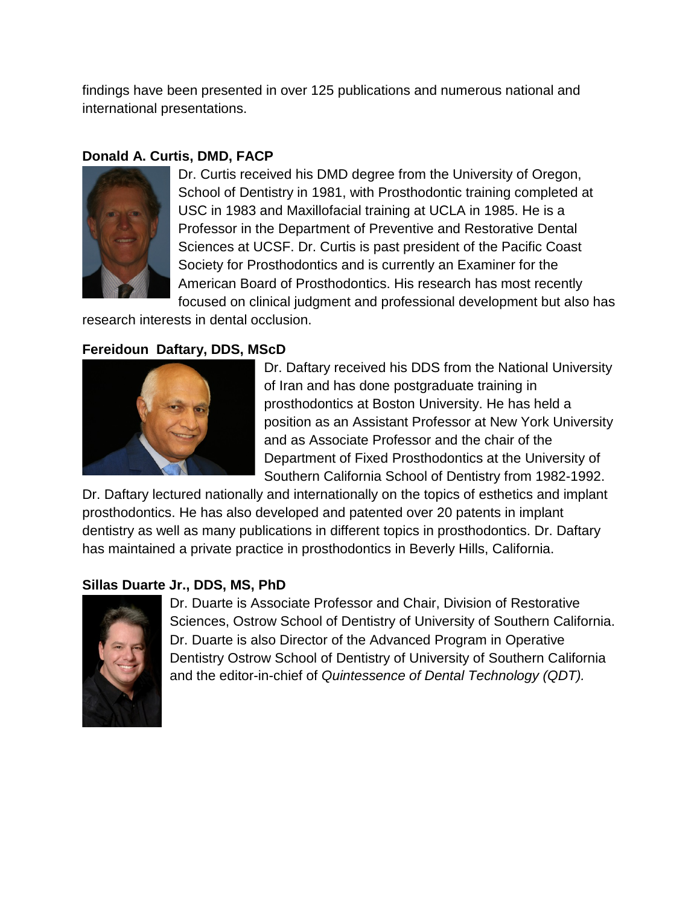findings have been presented in over 125 publications and numerous national and international presentations.

**Donald A. Curtis, DMD, FACP**

Dr. Curtis received his DMD degree from the University of Oregon, School of Dentistry in 1981, with Prosthodontic training completed at USC in 1983 and Maxillofacial training at UCLA in 1985. He is a Professor in the Department of Preventive and Restorative Dental Sciences at UCSF. Dr. Curtis is past president of the Pacific Coast Society for Prosthodontics and is currently an Examiner for the American Board of Prosthodontics. His research has most recently focused on clinical judgment and professional development but also has research interests in dental occlusion.

**Fereidoun Daftary, DDS, MScD**

Dr. Daftary received his DDS from the National University of Iran and has done postgraduate training in prosthodontics at Boston University. He has held a position as an Assistant Professor at New York University and as Associate Professor and the chair of the Department of Fixed Prosthodontics at the University of Southern California School of Dentistry from 1982-1992. Dr. Daftary lectured nationally and internationally on the topics of esthetics and implant prosthodontics. He has also developed and patented over 20 patents in implant dentistry as well as many publications in different topics in prosthodontics. Dr. Daftary has maintained a private practice in prosthodontics in Beverly Hills, California.

**Sillas Duarte Jr., DDS, MS, PhD**

Dr. Duarte is Associate Professor and Chair, Division of Restorative Sciences, Ostrow School of Dentistry of University of Southern California. Dr. Duarte is also Director of the Advanced Program in Operative Dentistry Ostrow School of Dentistry of University of Southern California and the editor-in-chief of *Quintessence of Dental Technology (QDT).*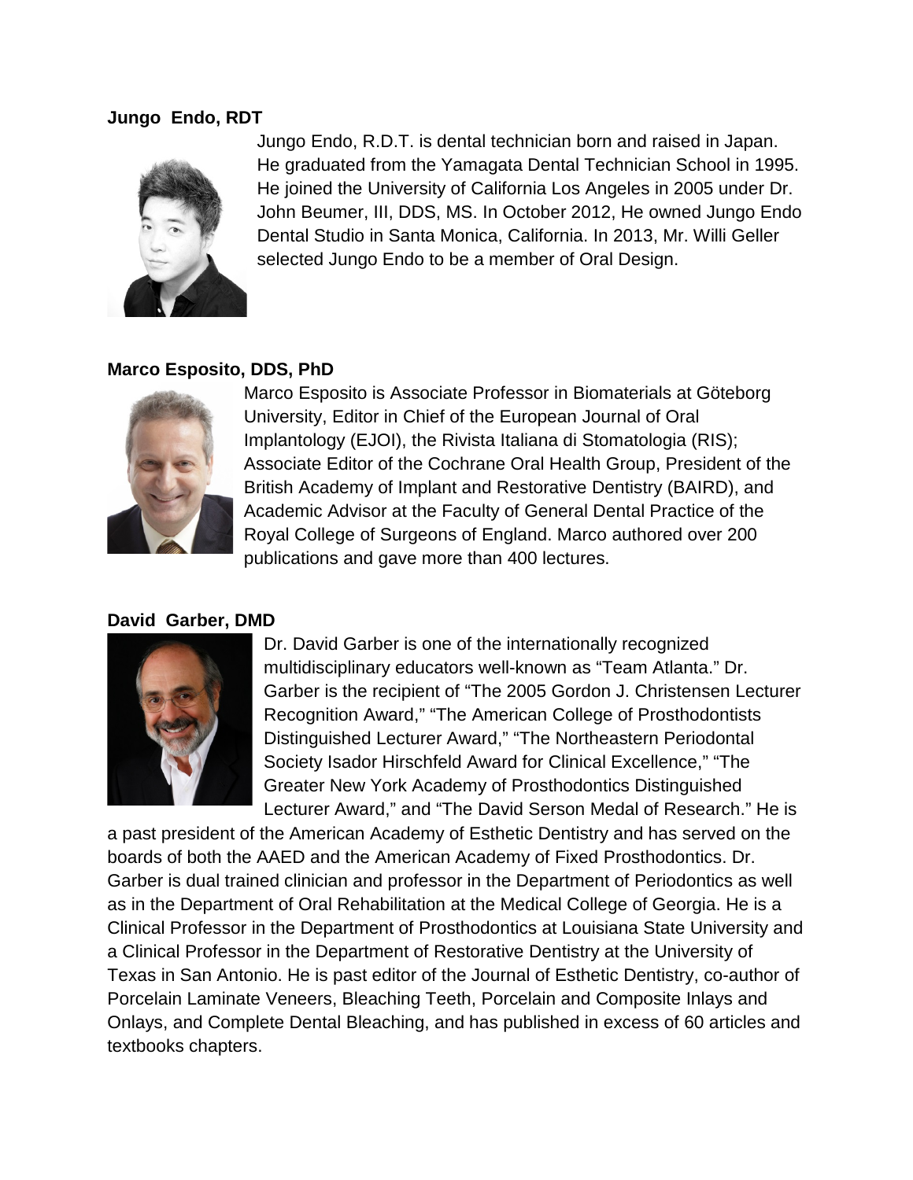**Jungo Endo, RDT**

Jungo Endo, R.D.T. is dental technician born and raised in Japan. He graduated from the Yamagata Dental Technician School in 1995. He joined the University of California Los Angeles in 2005 under Dr. John Beumer, III, DDS, MS. In October 2012, He owned Jungo Endo Dental Studio in Santa Monica, California. In 2013, Mr. Willi Geller selected Jungo Endo to be a member of Oral Design.

**Marco Esposito, DDS, PhD**

Marco Esposito is Associate Professor in Biomaterials at Göteborg University, Editor in Chief of the European Journal of Oral Implantology (EJOI), the Rivista Italiana di Stomatologia (RIS); Associate Editor of the Cochrane Oral Health Group, President of the British Academy of Implant and Restorative Dentistry (BAIRD), and Academic Advisor at the Faculty of General Dental Practice of the Royal College of Surgeons of England. Marco authored over 200 publications and gave more than 400 lectures.

**David Garber, DMD**

Dr. David Garber is one of the internationally recognized multidisciplinary educators well-known as "Team Atlanta." Dr. Garber is the recipient of "The 2005 Gordon J. Christensen Lecturer Recognition Award," "The American College of Prosthodontists Distinguished Lecturer Award," "The Northeastern Periodontal Society Isador Hirschfeld Award for Clinical Excellence," "The Greater New York Academy of Prosthodontics Distinguished Lecturer Award," and "The David Serson Medal of Research." He is a past president of the American Academy of Esthetic Dentistry and has served on the boards of both the AAED and the American Academy of Fixed Prosthodontics. Dr. Garber is dual trained clinician and professor in the Department of Periodontics as well as in the Department of Oral Rehabilitation at the Medical College of Georgia. He is a Clinical Professor in the Department of Prosthodontics at Louisiana State University and a Clinical Professor in the Department of Restorative Dentistry at the University of Texas in San Antonio. He is past editor of the Journal of Esthetic Dentistry, co-author of Porcelain Laminate Veneers, Bleaching Teeth, Porcelain and Composite Inlays and Onlays, and Complete Dental Bleaching, and has published in excess of 60 articles and textbooks chapters.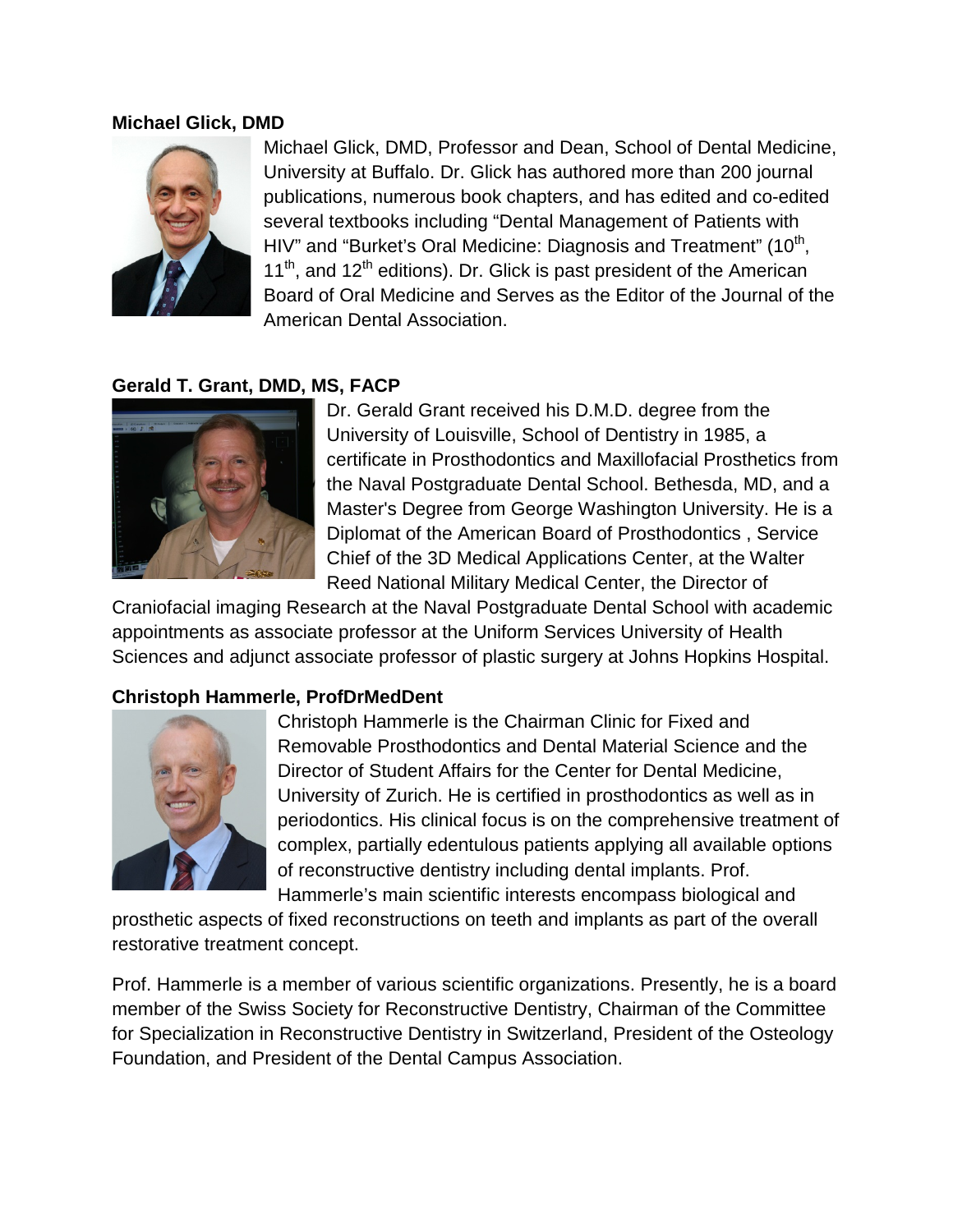**Michael Glick, DMD**

Michael Glick, DMD, Professor and Dean, School of Dental Medicine, University at Buffalo. Dr. Glick has authored more than 200 journal publications, numerous book chapters, and has edited and co-edited several textbooks including "Dental Management of Patients with HIV" and "Burket's Oral Medicine: Diagnosis and Treatment" (10th, 11th, and 12th editions). Dr. Glick is past president of the American Board of Oral Medicine and Serves as the Editor of the Journal of the American Dental Association.

**Gerald T. Grant, DMD, MS, FACP**

Dr. Gerald Grant received his D.M.D. degree from the University of Louisville, School of Dentistry in 1985, a certificate in Prosthodontics and Maxillofacial Prosthetics from the Naval Postgraduate Dental School. Bethesda, MD, and a Master's Degree from George Washington University. He is a Diplomat of the American Board of Prosthodontics , Service Chief of the 3D Medical Applications Center, at the Walter Reed National Military Medical Center, the Director of Craniofacial imaging Research at the Naval Postgraduate Dental School with academic appointments as associate professor at the Uniform Services University of Health Sciences and adjunct associate professor of plastic surgery at Johns Hopkins Hospital.

**Christoph Hammerle, ProfDrMedDent**

Christoph Hammerle is the Chairman Clinic for Fixed and Removable Prosthodontics and Dental Material Science and the Director of Student Affairs for the Center for Dental Medicine, University of Zurich. He is certified in prosthodontics as well as in periodontics. His clinical focus is on the comprehensive treatment of complex, partially edentulous patients applying all available options of reconstructive dentistry including dental implants. Prof. Hammerle's main scientific interests encompass biological and prosthetic aspects of fixed reconstructions on teeth and implants as part of the overall restorative treatment concept.

Prof. Hammerle is a member of various scientific organizations. Presently, he is a board member of the Swiss Society for Reconstructive Dentistry, Chairman of the Committee for Specialization in Reconstructive Dentistry in Switzerland, President of the Osteology Foundation, and President of the Dental Campus Association.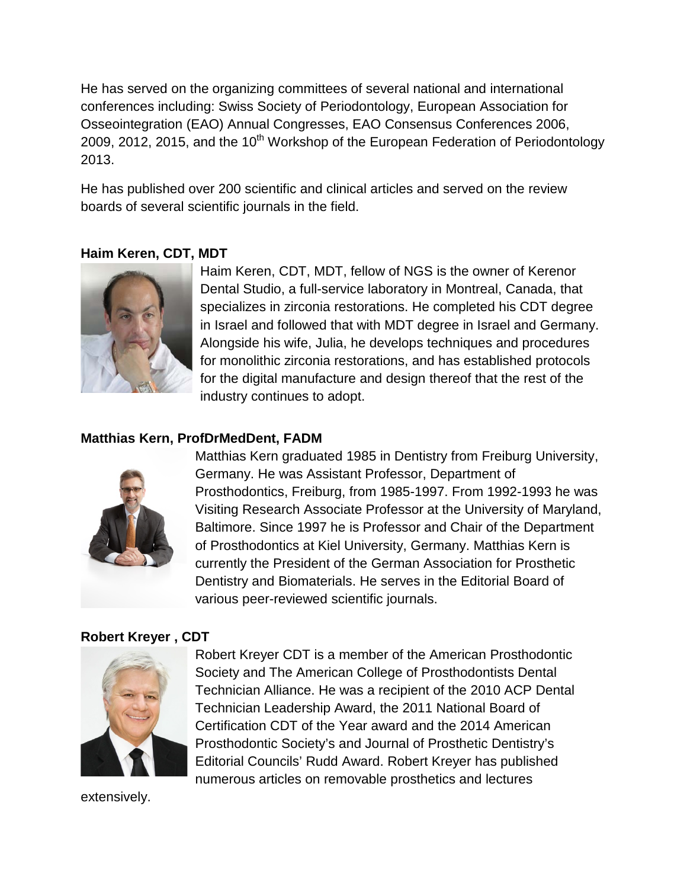He has served on the organizing committees of several national and international conferences including: Swiss Society of Periodontology, European Association for Osseointegration (EAO) Annual Congresses, EAO Consensus Conferences 2006, 2009, 2012, 2015, and the 10th Workshop of the European Federation of Periodontology 2013.

He has published over 200 scientific and clinical articles and served on the review boards of several scientific journals in the field.

**Haim Keren, CDT, MDT**

Haim Keren, CDT, MDT, fellow of NGS is the owner of Kerenor Dental Studio, a full-service laboratory in Montreal, Canada, that specializes in zirconia restorations. He completed his CDT degree in Israel and followed that with MDT degree in Israel and Germany. Alongside his wife, Julia, he develops techniques and procedures for monolithic zirconia restorations, and has established protocols for the digital manufacture and design thereof that the rest of the industry continues to adopt.

**Matthias Kern, ProfDrMedDent, FADM**

Matthias Kern graduated 1985 in Dentistry from Freiburg University, Germany. He was Assistant Professor, Department of Prosthodontics, Freiburg, from 1985-1997. From 1992-1993 he was Visiting Research Associate Professor at the University of Maryland, Baltimore. Since 1997 he is Professor and Chair of the Department of Prosthodontics at Kiel University, Germany. Matthias Kern is currently the President of the German Association for Prosthetic Dentistry and Biomaterials. He serves in the Editorial Board of various peer-reviewed scientific journals.

**Robert Kreyer , CDT**

Robert Kreyer CDT is a member of the American Prosthodontic Society and The American College of Prosthodontists Dental Technician Alliance. He was a recipient of the 2010 ACP Dental Technician Leadership Award, the 2011 National Board of Certification CDT of the Year award and the 2014 American Prosthodontic Society's and Journal of Prosthetic Dentistry's Editorial Councils' Rudd Award. Robert Kreyer has published numerous articles on removable prosthetics and lectures extensively.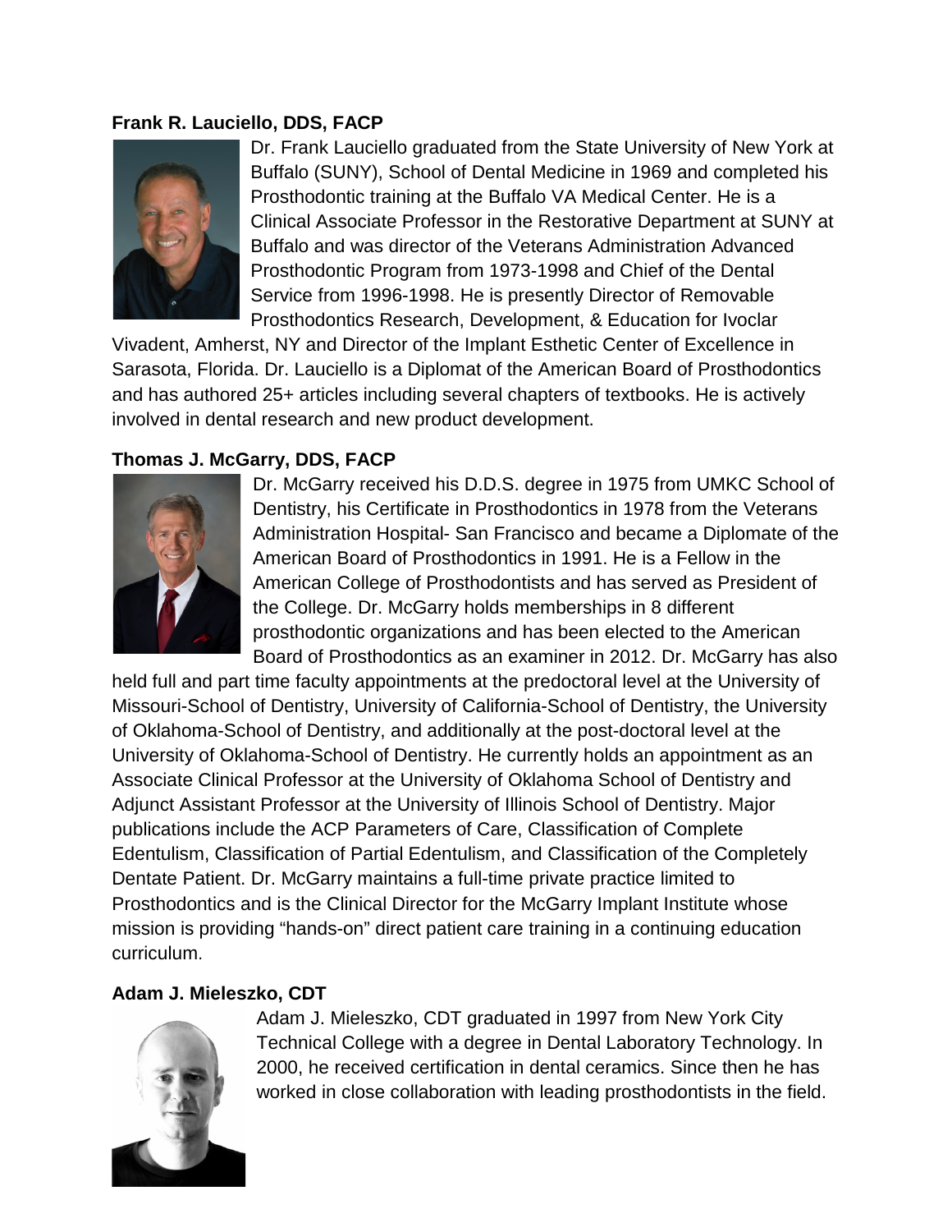**Frank R. Lauciello, DDS, FACP**

Dr. Frank Lauciello graduated from the State University of New York at Buffalo (SUNY), School of Dental Medicine in 1969 and completed his Prosthodontic training at the Buffalo VA Medical Center. He is a Clinical Associate Professor in the Restorative Department at SUNY at Buffalo and was director of the Veterans Administration Advanced Prosthodontic Program from 1973-1998 and Chief of the Dental Service from 1996-1998. He is presently Director of Removable Prosthodontics Research, Development, & Education for Ivoclar Vivadent, Amherst, NY and Director of the Implant Esthetic Center of Excellence in Sarasota, Florida. Dr. Lauciello is a Diplomat of the American Board of Prosthodontics and has authored 25+ articles including several chapters of textbooks. He is actively involved in dental research and new product development.

**Thomas J. McGarry, DDS, FACP**

Dr. McGarry received his D.D.S. degree in 1975 from UMKC School of Dentistry, his Certificate in Prosthodontics in 1978 from the Veterans Administration Hospital- San Francisco and became a Diplomate of the American Board of Prosthodontics in 1991. He is a Fellow in the American College of Prosthodontists and has served as President of the College. Dr. McGarry holds memberships in 8 different prosthodontic organizations and has been elected to the American Board of Prosthodontics as an examiner in 2012. Dr. McGarry has also held full and part time faculty appointments at the predoctoral level at the University of Missouri-School of Dentistry, University of California-School of Dentistry, the University of Oklahoma-School of Dentistry, and additionally at the post-doctoral level at the University of Oklahoma-School of Dentistry. He currently holds an appointment as an Associate Clinical Professor at the University of Oklahoma School of Dentistry and Adjunct Assistant Professor at the University of Illinois School of Dentistry. Major publications include the ACP Parameters of Care, Classification of Complete Edentulism, Classification of Partial Edentulism, and Classification of the Completely Dentate Patient. Dr. McGarry maintains a full-time private practice limited to Prosthodontics and is the Clinical Director for the McGarry Implant Institute whose mission is providing "hands-on" direct patient care training in a continuing education curriculum.

**Adam J. Mieleszko, CDT**

Adam J. Mieleszko, CDT graduated in 1997 from New York City Technical College with a degree in Dental Laboratory Technology. In 2000, he received certification in dental ceramics. Since then he has worked in close collaboration with leading prosthodontists in the field.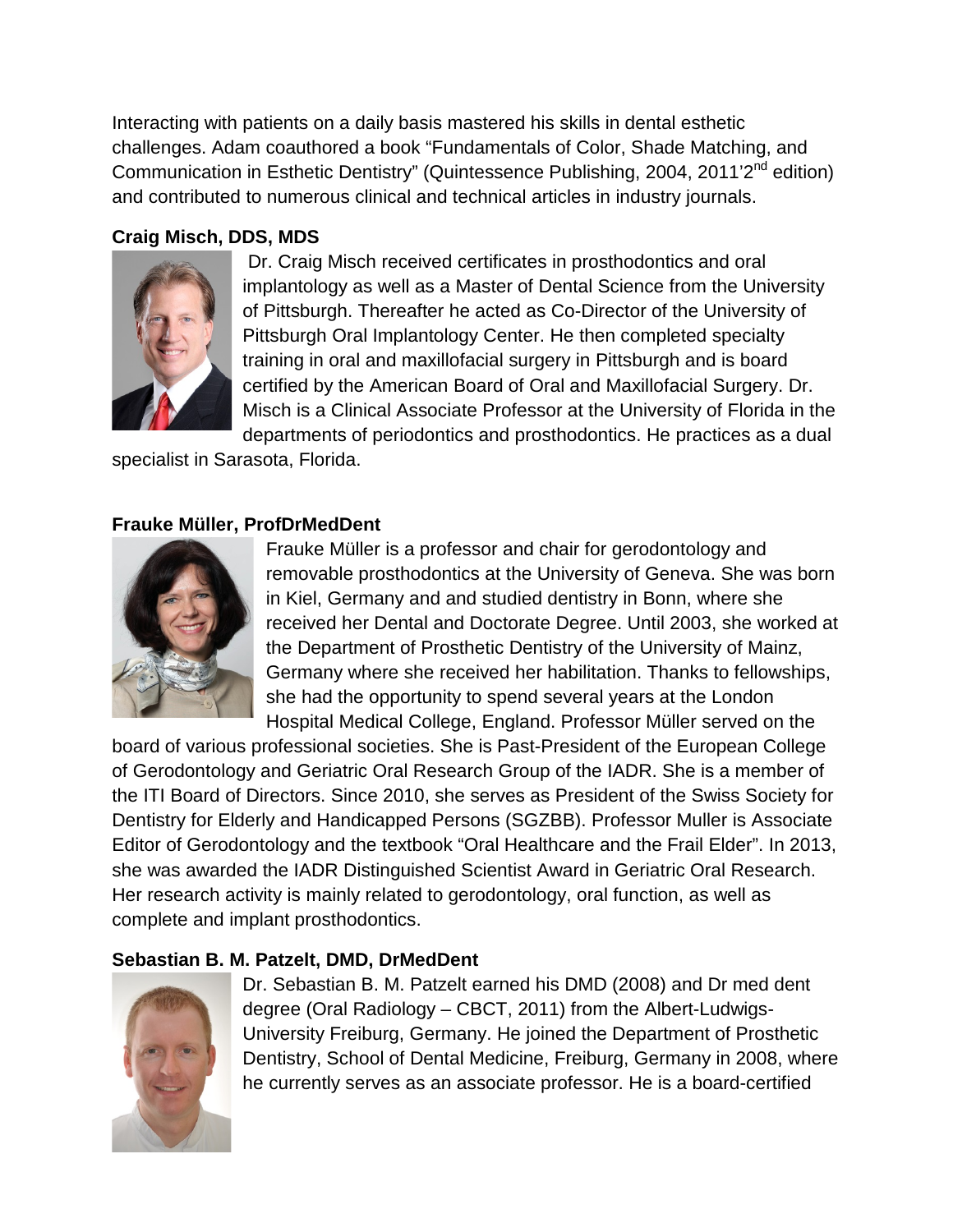Interacting with patients on a daily basis mastered his skills in dental esthetic challenges. Adam coauthored a book "Fundamentals of Color, Shade Matching, and Communication in Esthetic Dentistry" (Quintessence Publishing, 2004, 2011'2nd edition) and contributed to numerous clinical and technical articles in industry journals.

**Craig Misch, DDS, MDS**

Dr. Craig Misch received certificates in prosthodontics and oral implantology as well as a Master of Dental Science from the University of Pittsburgh. Thereafter he acted as Co-Director of the University of Pittsburgh Oral Implantology Center. He then completed specialty training in oral and maxillofacial surgery in Pittsburgh and is board certified by the American Board of Oral and Maxillofacial Surgery. Dr. Misch is a Clinical Associate Professor at the University of Florida in the departments of periodontics and prosthodontics. He practices as a dual specialist in Sarasota, Florida.

**Frauke Müller, ProfDrMedDent**

Frauke Müller is a professor and chair for gerodontology and removable prosthodontics at the University of Geneva. She was born in Kiel, Germany and and studied dentistry in Bonn, where she received her Dental and Doctorate Degree. Until 2003, she worked at the Department of Prosthetic Dentistry of the University of Mainz, Germany where she received her habilitation. Thanks to fellowships, she had the opportunity to spend several years at the London Hospital Medical College, England. Professor Müller served on the board of various professional societies. She is Past-President of the European College of Gerodontology and Geriatric Oral Research Group of the IADR. She is a member of the ITI Board of Directors. Since 2010, she serves as President of the Swiss Society for Dentistry for Elderly and Handicapped Persons (SGZBB). Professor Muller is Associate Editor of Gerodontology and the textbook "Oral Healthcare and the Frail Elder". In 2013, she was awarded the IADR Distinguished Scientist Award in Geriatric Oral Research. Her research activity is mainly related to gerodontology, oral function, as well as complete and implant prosthodontics.

**Sebastian B. M. Patzelt, DMD, DrMedDent**

Dr. Sebastian B. M. Patzelt earned his DMD (2008) and Dr med dent degree (Oral Radiology – CBCT, 2011) from the Albert-Ludwigs-University Freiburg, Germany. He joined the Department of Prosthetic Dentistry, School of Dental Medicine, Freiburg, Germany in 2008, where he currently serves as an associate professor. He is a board-certified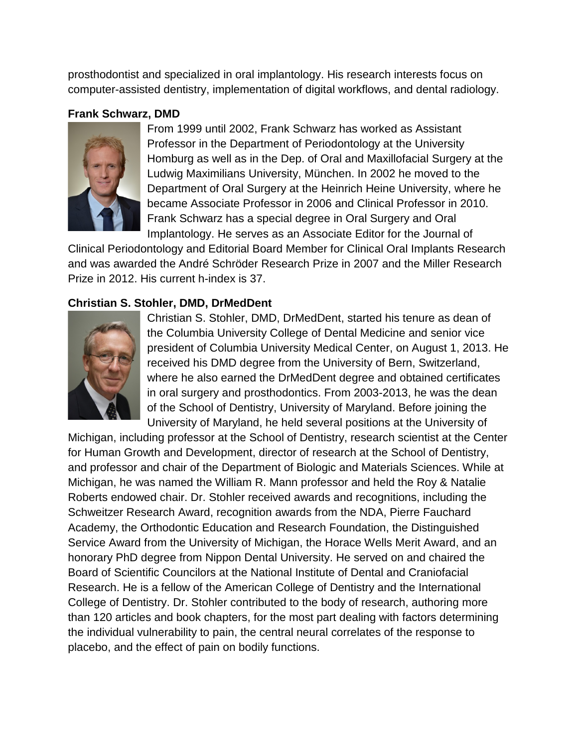prosthodontist and specialized in oral implantology. His research interests focus on computer-assisted dentistry, implementation of digital workflows, and dental radiology.

**Frank Schwarz, DMD**

From 1999 until 2002, Frank Schwarz has worked as Assistant Professor in the Department of Periodontology at the University Homburg as well as in the Dep. of Oral and Maxillofacial Surgery at the Ludwig Maximilians University, München. In 2002 he moved to the Department of Oral Surgery at the Heinrich Heine University, where he became Associate Professor in 2006 and Clinical Professor in 2010. Frank Schwarz has a special degree in Oral Surgery and Oral Implantology. He serves as an Associate Editor for the Journal of Clinical Periodontology and Editorial Board Member for Clinical Oral Implants Research and was awarded the André Schröder Research Prize in 2007 and the Miller Research Prize in 2012. His current h-index is 37.

**Christian S. Stohler, DMD, DrMedDent**

Christian S. Stohler, DMD, DrMedDent, started his tenure as dean of the Columbia University College of Dental Medicine and senior vice president of Columbia University Medical Center, on August 1, 2013. He received his DMD degree from the University of Bern, Switzerland, where he also earned the DrMedDent degree and obtained certificates in oral surgery and prosthodontics. From 2003-2013, he was the dean of the School of Dentistry, University of Maryland. Before joining the University of Maryland, he held several positions at the University of Michigan, including professor at the School of Dentistry, research scientist at the Center for Human Growth and Development, director of research at the School of Dentistry, and professor and chair of the Department of Biologic and Materials Sciences. While at Michigan, he was named the William R. Mann professor and held the Roy & Natalie Roberts endowed chair. Dr. Stohler received awards and recognitions, including the Schweitzer Research Award, recognition awards from the NDA, Pierre Fauchard Academy, the Orthodontic Education and Research Foundation, the Distinguished Service Award from the University of Michigan, the Horace Wells Merit Award, and an honorary PhD degree from Nippon Dental University. He served on and chaired the Board of Scientific Councilors at the National Institute of Dental and Craniofacial Research. He is a fellow of the American College of Dentistry and the International College of Dentistry. Dr. Stohler contributed to the body of research, authoring more than 120 articles and book chapters, for the most part dealing with factors determining the individual vulnerability to pain, the central neural correlates of the response to placebo, and the effect of pain on bodily functions.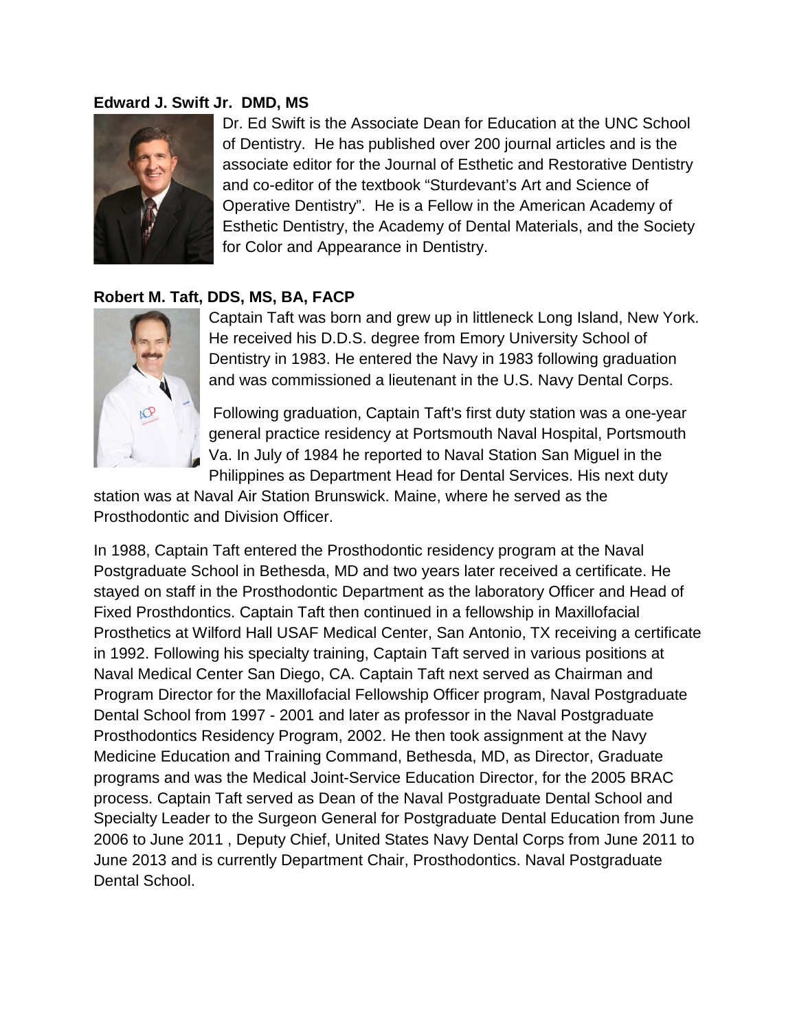**Edward J. Swift Jr. DMD, MS**

Dr. Ed Swift is the Associate Dean for Education at the UNC School of Dentistry. He has published over 200 journal articles and is the associate editor for the Journal of Esthetic and Restorative Dentistry and co-editor of the textbook "Sturdevant's Art and Science of Operative Dentistry". He is a Fellow in the American Academy of Esthetic Dentistry, the Academy of Dental Materials, and the Society for Color and Appearance in Dentistry.

**Robert M. Taft, DDS, MS, BA, FACP**

Captain Taft was born and grew up in littleneck Long Island, New York. He received his D.D.S. degree from Emory University School of Dentistry in 1983. He entered the Navy in 1983 following graduation and was commissioned a lieutenant in the U.S. Navy Dental Corps.

Following graduation, Captain Taft's first duty station was a one-year general practice residency at Portsmouth Naval Hospital, Portsmouth Va. In July of 1984 he reported to Naval Station San Miguel in the Philippines as Department Head for Dental Services. His next duty station was at Naval Air Station Brunswick. Maine, where he served as the Prosthodontic and Division Officer.

In 1988, Captain Taft entered the Prosthodontic residency program at the Naval Postgraduate School in Bethesda, MD and two years later received a certificate. He stayed on staff in the Prosthodontic Department as the laboratory Officer and Head of Fixed Prosthdontics. Captain Taft then continued in a fellowship in Maxillofacial Prosthetics at Wilford Hall USAF Medical Center, San Antonio, TX receiving a certificate in 1992. Following his specialty training, Captain Taft served in various positions at Naval Medical Center San Diego, CA. Captain Taft next served as Chairman and Program Director for the Maxillofacial Fellowship Officer program, Naval Postgraduate Dental School from 1997 - 2001 and later as professor in the Naval Postgraduate Prosthodontics Residency Program, 2002. He then took assignment at the Navy Medicine Education and Training Command, Bethesda, MD, as Director, Graduate programs and was the Medical Joint-Service Education Director, for the 2005 BRAC process. Captain Taft served as Dean of the Naval Postgraduate Dental School and Specialty Leader to the Surgeon General for Postgraduate Dental Education from June 2006 to June 2011 , Deputy Chief, United States Navy Dental Corps from June 2011 to June 2013 and is currently Department Chair, Prosthodontics. Naval Postgraduate Dental School.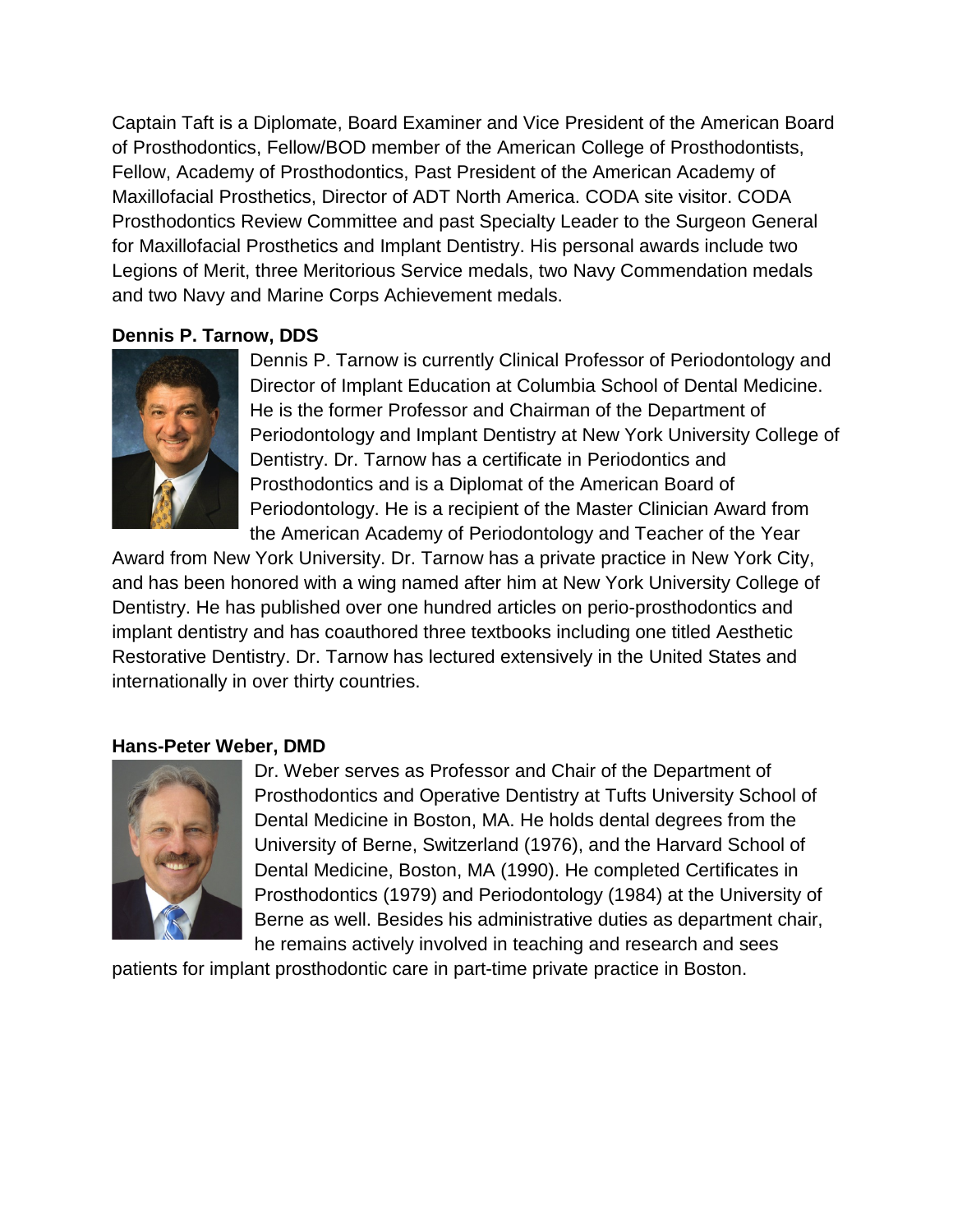Captain Taft is a Diplomate, Board Examiner and Vice President of the American Board of Prosthodontics, Fellow/BOD member of the American College of Prosthodontists, Fellow, Academy of Prosthodontics, Past President of the American Academy of Maxillofacial Prosthetics, Director of ADT North America. CODA site visitor. CODA Prosthodontics Review Committee and past Specialty Leader to the Surgeon General for Maxillofacial Prosthetics and Implant Dentistry. His personal awards include two Legions of Merit, three Meritorious Service medals, two Navy Commendation medals and two Navy and Marine Corps Achievement medals.

**Dennis P. Tarnow, DDS**

Dennis P. Tarnow is currently Clinical Professor of Periodontology and Director of Implant Education at Columbia School of Dental Medicine. He is the former Professor and Chairman of the Department of Periodontology and Implant Dentistry at New York University College of Dentistry. Dr. Tarnow has a certificate in Periodontics and Prosthodontics and is a Diplomat of the American Board of Periodontology. He is a recipient of the Master Clinician Award from the American Academy of Periodontology and Teacher of the Year Award from New York University. Dr. Tarnow has a private practice in New York City, and has been honored with a wing named after him at New York University College of Dentistry. He has published over one hundred articles on perio-prosthodontics and implant dentistry and has coauthored three textbooks including one titled Aesthetic Restorative Dentistry. Dr. Tarnow has lectured extensively in the United States and internationally in over thirty countries.

**Hans-Peter Weber, DMD**

Dr. Weber serves as Professor and Chair of the Department of Prosthodontics and Operative Dentistry at Tufts University School of Dental Medicine in Boston, MA. He holds dental degrees from the University of Berne, Switzerland (1976), and the Harvard School of Dental Medicine, Boston, MA (1990). He completed Certificates in Prosthodontics (1979) and Periodontology (1984) at the University of Berne as well. Besides his administrative duties as department chair, he remains actively involved in teaching and research and sees patients for implant prosthodontic care in part-time private practice in Boston.